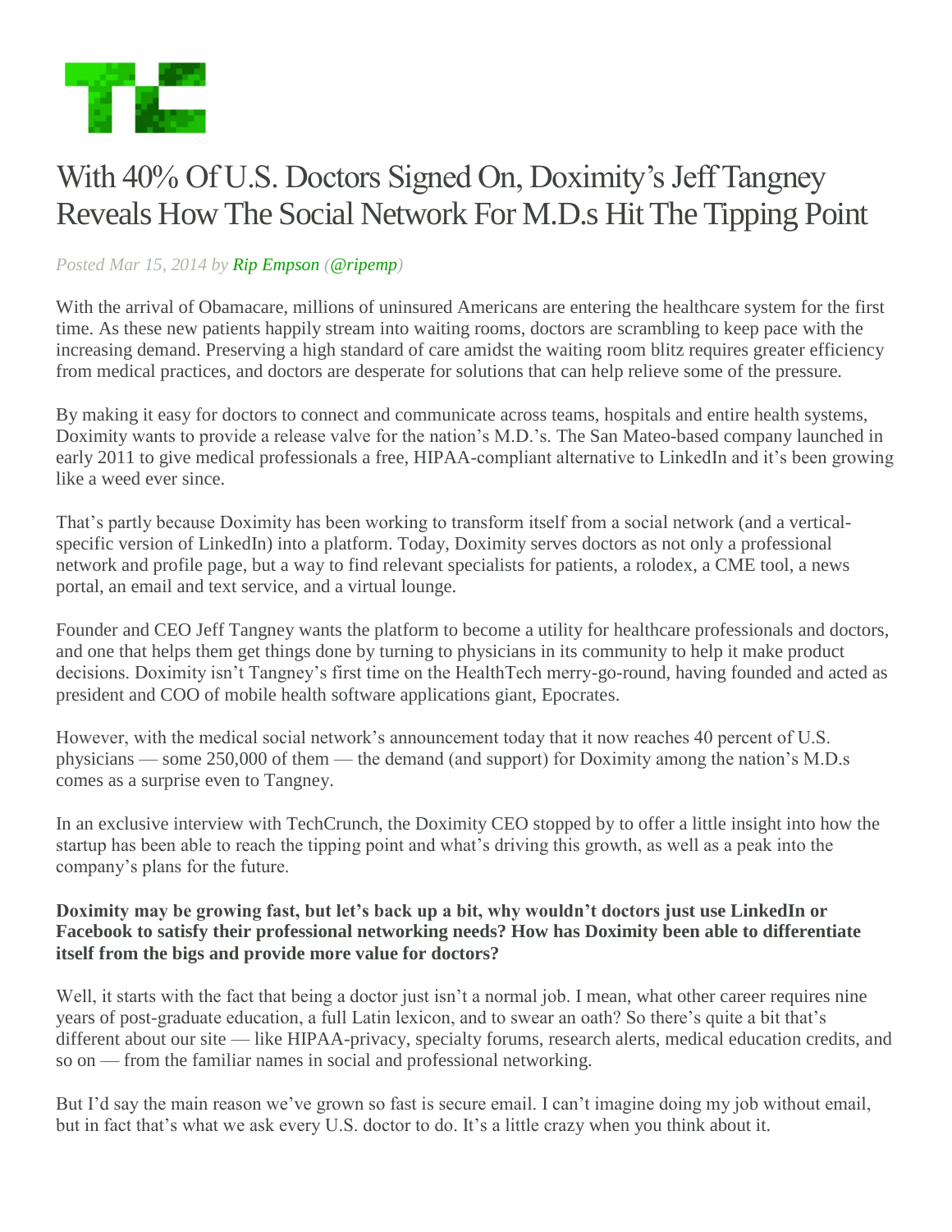# With 40% Of U.S. Doctors Signed On, Doximity's Jeff Tangney Reveals How The Social Network For M.D.s Hit The Tipping Point

*Posted Mar 15, 2014 by Rip Empson (@ripemp)*

With the arrival of Obamacare, millions of uninsured Americans are entering the healthcare system for the first time. As these new patients happily stream into waiting rooms, doctors are scrambling to keep pace with the increasing demand. Preserving a high standard of care amidst the waiting room blitz requires greater efficiency from medical practices, and doctors are desperate for solutions that can help relieve some of the pressure.

By making it easy for doctors to connect and communicate across teams, hospitals and entire health systems, Doximity wants to provide a release valve for the nation's M.D.'s. The San Mateo-based company launched in early 2011 to give medical professionals a free, HIPAA-compliant alternative to LinkedIn and it's been growing like a weed ever since.

That's partly because Doximity has been working to transform itself from a social network (and a vertical-specific version of LinkedIn) into a platform. Today, Doximity serves doctors as not only a professional network and profile page, but a way to find relevant specialists for patients, a rolodex, a CME tool, a news portal, an email and text service, and a virtual lounge.

Founder and CEO Jeff Tangney wants the platform to become a utility for healthcare professionals and doctors, and one that helps them get things done by turning to physicians in its community to help it make product decisions. Doximity isn't Tangney's first time on the HealthTech merry-go-round, having founded and acted as president and COO of mobile health software applications giant, Epocrates.

However, with the medical social network's announcement today that it now reaches 40 percent of U.S. physicians — some 250,000 of them — the demand (and support) for Doximity among the nation's M.D.s comes as a surprise even to Tangney.

In an exclusive interview with TechCrunch, the Doximity CEO stopped by to offer a little insight into how the startup has been able to reach the tipping point and what's driving this growth, as well as a peak into the company's plans for the future.

**Doximity may be growing fast, but let's back up a bit, why wouldn't doctors just use LinkedIn or Facebook to satisfy their professional networking needs? How has Doximity been able to differentiate itself from the bigs and provide more value for doctors?**

Well, it starts with the fact that being a doctor just isn't a normal job. I mean, what other career requires nine years of post-graduate education, a full Latin lexicon, and to swear an oath? So there's quite a bit that's different about our site — like HIPAA-privacy, specialty forums, research alerts, medical education credits, and so on — from the familiar names in social and professional networking.

But I'd say the main reason we've grown so fast is secure email. I can't imagine doing my job without email, but in fact that's what we ask every U.S. doctor to do. It's a little crazy when you think about it.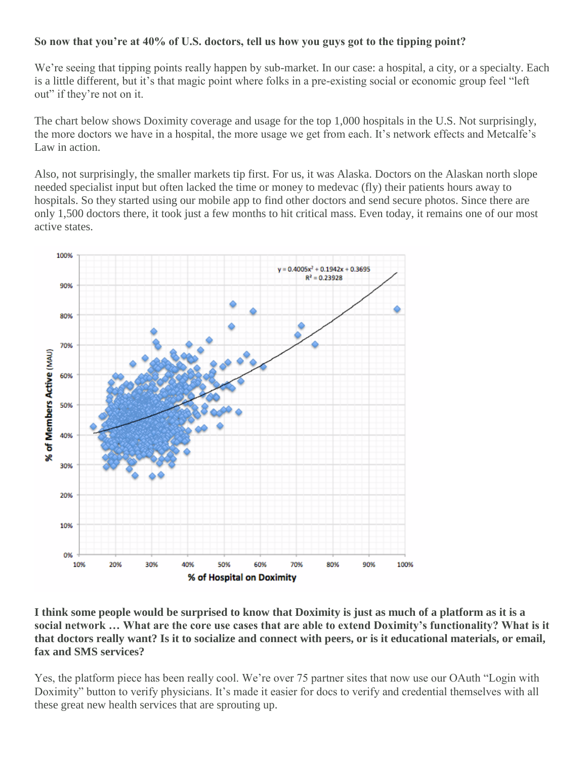**So now that you're at 40% of U.S. doctors, tell us how you guys got to the tipping point?**

We're seeing that tipping points really happen by sub-market. In our case: a hospital, a city, or a specialty. Each is a little different, but it's that magic point where folks in a pre-existing social or economic group feel "left out" if they're not on it.

The chart below shows Doximity coverage and usage for the top 1,000 hospitals in the U.S. Not surprisingly, the more doctors we have in a hospital, the more usage we get from each. It's network effects and Metcalfe's Law in action.

Also, not surprisingly, the smaller markets tip first. For us, it was Alaska. Doctors on the Alaskan north slope needed specialist input but often lacked the time or money to medevac (fly) their patients hours away to hospitals. So they started using our mobile app to find other doctors and send secure photos. Since there are only 1,500 doctors there, it took just a few months to hit critical mass. Even today, it remains one of our most active states.

**I think some people would be surprised to know that Doximity is just as much of a platform as it is a social network … What are the core use cases that are able to extend Doximity's functionality? What is it that doctors really want? Is it to socialize and connect with peers, or is it educational materials, or email, fax and SMS services?**

Yes, the platform piece has been really cool. We're over 75 partner sites that now use our OAuth "Login with Doximity" button to verify physicians. It's made it easier for docs to verify and credential themselves with all these great new health services that are sprouting up.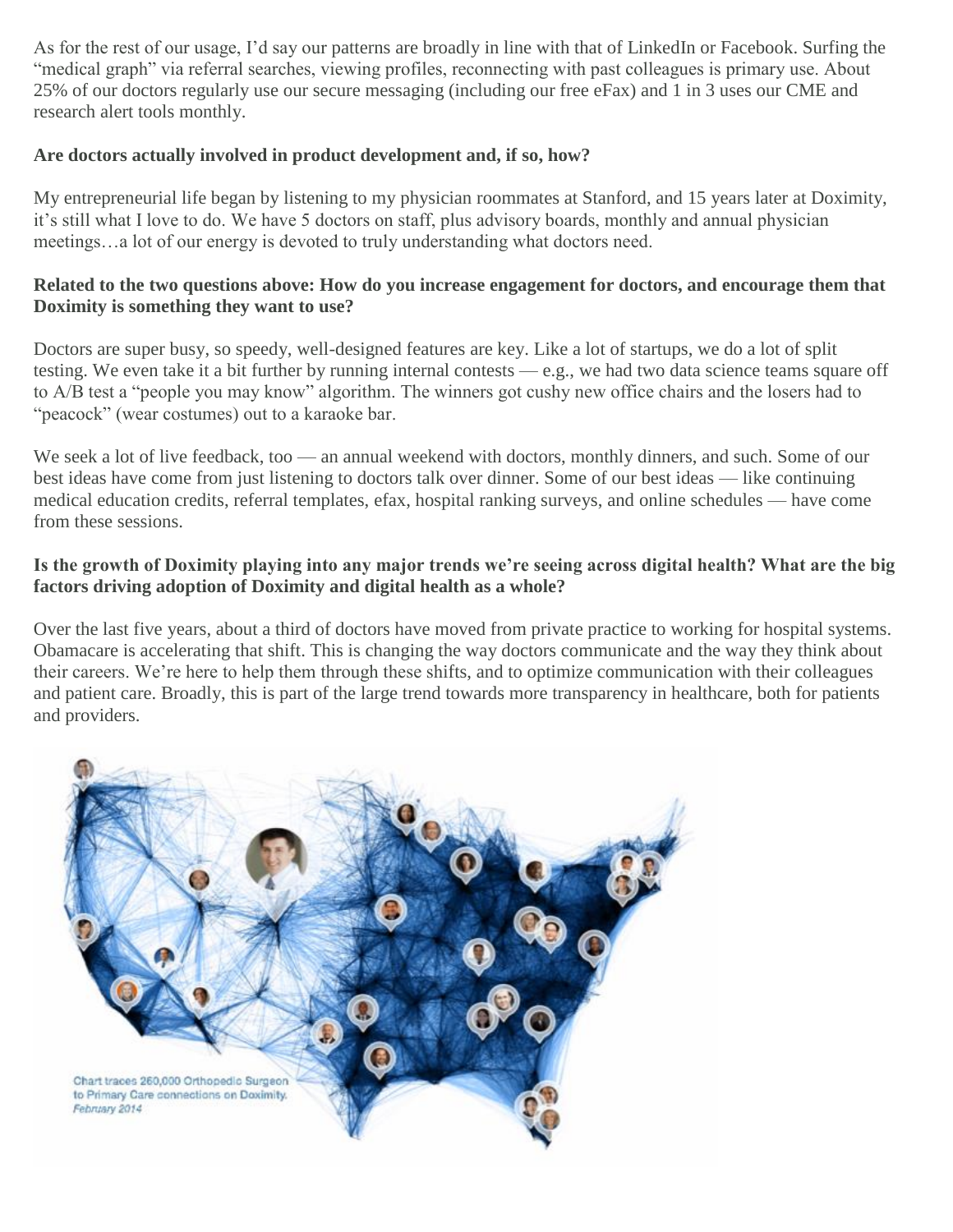As for the rest of our usage, I'd say our patterns are broadly in line with that of LinkedIn or Facebook. Surfing the "medical graph" via referral searches, viewing profiles, reconnecting with past colleagues is primary use. About 25% of our doctors regularly use our secure messaging (including our free eFax) and 1 in 3 uses our CME and research alert tools monthly.

**Are doctors actually involved in product development and, if so, how?**

My entrepreneurial life began by listening to my physician roommates at Stanford, and 15 years later at Doximity, it's still what I love to do. We have 5 doctors on staff, plus advisory boards, monthly and annual physician meetings…a lot of our energy is devoted to truly understanding what doctors need.

**Related to the two questions above: How do you increase engagement for doctors, and encourage them that Doximity is something they want to use?**

Doctors are super busy, so speedy, well-designed features are key. Like a lot of startups, we do a lot of split testing. We even take it a bit further by running internal contests — e.g., we had two data science teams square off to A/B test a "people you may know" algorithm. The winners got cushy new office chairs and the losers had to "peacock" (wear costumes) out to a karaoke bar.

We seek a lot of live feedback, too — an annual weekend with doctors, monthly dinners, and such. Some of our best ideas have come from just listening to doctors talk over dinner. Some of our best ideas — like continuing medical education credits, referral templates, efax, hospital ranking surveys, and online schedules — have come from these sessions.

**Is the growth of Doximity playing into any major trends we're seeing across digital health? What are the big factors driving adoption of Doximity and digital health as a whole?**

Over the last five years, about a third of doctors have moved from private practice to working for hospital systems. Obamacare is accelerating that shift. This is changing the way doctors communicate and the way they think about their careers. We're here to help them through these shifts, and to optimize communication with their colleagues and patient care. Broadly, this is part of the large trend towards more transparency in healthcare, both for patients and providers.

Chart traces 260,000 Orthopedic Surgeon to Primary Care connections on Doximity.
*February 2014*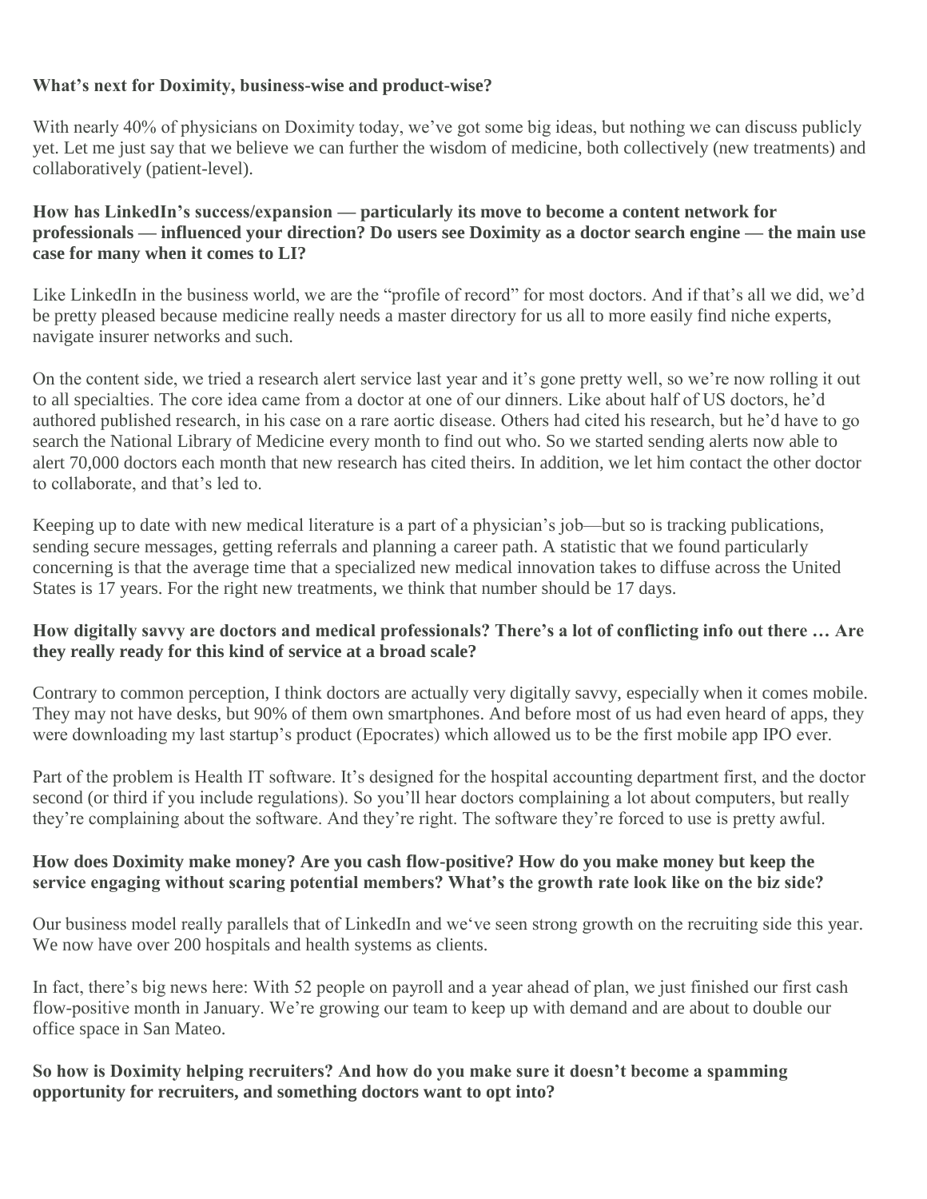**What's next for Doximity, business-wise and product-wise?**

With nearly 40% of physicians on Doximity today, we've got some big ideas, but nothing we can discuss publicly yet. Let me just say that we believe we can further the wisdom of medicine, both collectively (new treatments) and collaboratively (patient-level).

**How has LinkedIn's success/expansion — particularly its move to become a content network for professionals — influenced your direction? Do users see Doximity as a doctor search engine — the main use case for many when it comes to LI?**

Like LinkedIn in the business world, we are the "profile of record" for most doctors. And if that's all we did, we'd be pretty pleased because medicine really needs a master directory for us all to more easily find niche experts, navigate insurer networks and such.

On the content side, we tried a research alert service last year and it's gone pretty well, so we're now rolling it out to all specialties. The core idea came from a doctor at one of our dinners. Like about half of US doctors, he'd authored published research, in his case on a rare aortic disease. Others had cited his research, but he'd have to go search the National Library of Medicine every month to find out who. So we started sending alerts now able to alert 70,000 doctors each month that new research has cited theirs. In addition, we let him contact the other doctor to collaborate, and that's led to.

Keeping up to date with new medical literature is a part of a physician's job—but so is tracking publications, sending secure messages, getting referrals and planning a career path. A statistic that we found particularly concerning is that the average time that a specialized new medical innovation takes to diffuse across the United States is 17 years. For the right new treatments, we think that number should be 17 days.

**How digitally savvy are doctors and medical professionals? There's a lot of conflicting info out there … Are they really ready for this kind of service at a broad scale?**

Contrary to common perception, I think doctors are actually very digitally savvy, especially when it comes mobile. They may not have desks, but 90% of them own smartphones. And before most of us had even heard of apps, they were downloading my last startup's product (Epocrates) which allowed us to be the first mobile app IPO ever.

Part of the problem is Health IT software. It's designed for the hospital accounting department first, and the doctor second (or third if you include regulations). So you'll hear doctors complaining a lot about computers, but really they're complaining about the software. And they're right. The software they're forced to use is pretty awful.

**How does Doximity make money? Are you cash flow-positive? How do you make money but keep the service engaging without scaring potential members? What's the growth rate look like on the biz side?**

Our business model really parallels that of LinkedIn and we've seen strong growth on the recruiting side this year. We now have over 200 hospitals and health systems as clients.

In fact, there's big news here: With 52 people on payroll and a year ahead of plan, we just finished our first cash flow-positive month in January. We're growing our team to keep up with demand and are about to double our office space in San Mateo.

**So how is Doximity helping recruiters? And how do you make sure it doesn't become a spamming opportunity for recruiters, and something doctors want to opt into?**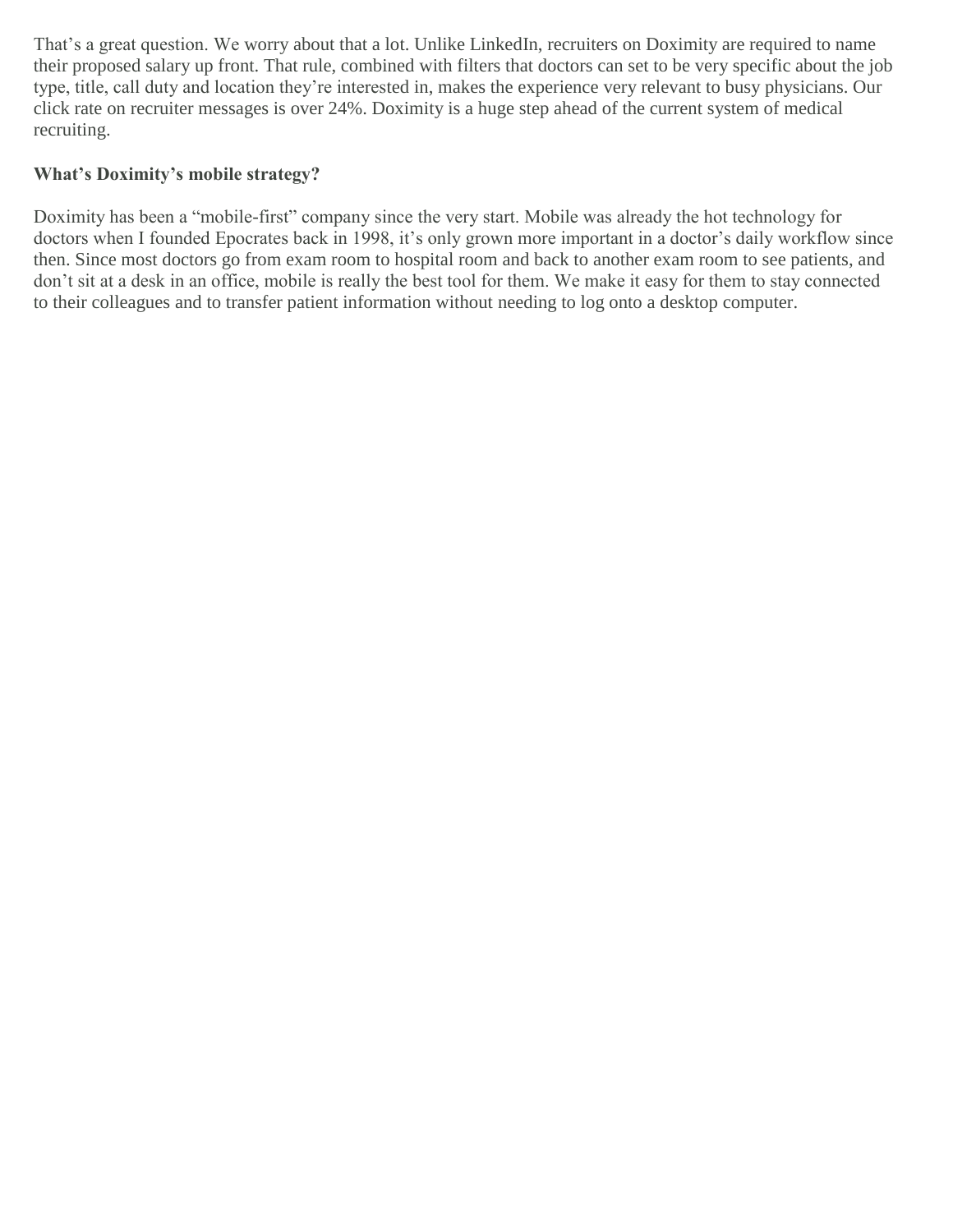That’s a great question. We worry about that a lot. Unlike LinkedIn, recruiters on Doximity are required to name their proposed salary up front. That rule, combined with filters that doctors can set to be very specific about the job type, title, call duty and location they’re interested in, makes the experience very relevant to busy physicians. Our click rate on recruiter messages is over 24%. Doximity is a huge step ahead of the current system of medical recruiting.

**What’s Doximity’s mobile strategy?**

Doximity has been a “mobile-first” company since the very start. Mobile was already the hot technology for doctors when I founded Epocrates back in 1998, it’s only grown more important in a doctor’s daily workflow since then. Since most doctors go from exam room to hospital room and back to another exam room to see patients, and don’t sit at a desk in an office, mobile is really the best tool for them. We make it easy for them to stay connected to their colleagues and to transfer patient information without needing to log onto a desktop computer.